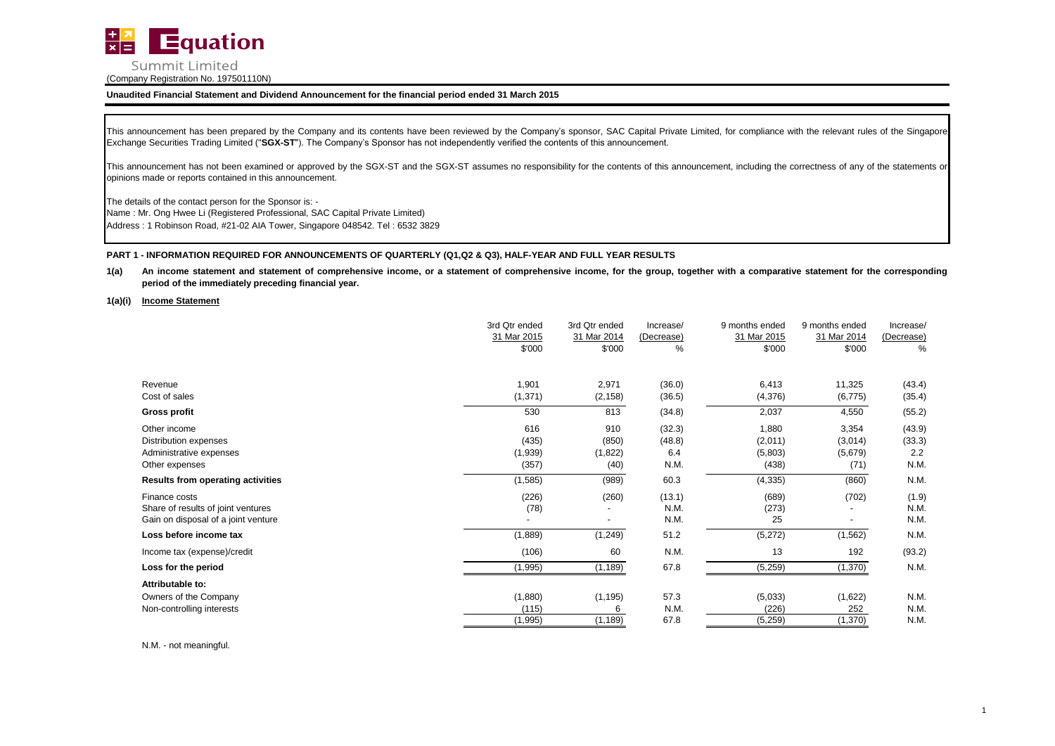**Equation Summit Limited**

(Company Registration No. 197501110N)

**Unaudited Financial Statement and Dividend Announcement for the financial period ended 31 March 2015**

This announcement has been prepared by the Company and its contents have been reviewed by the Company's sponsor, SAC Capital Private Limited, for compliance with the relevant rules of the Singapore Exchange Securities Trading Limited ("**SGX-ST**"). The Company's Sponsor has not independently verified the contents of this announcement.

This announcement has not been examined or approved by the SGX-ST and the SGX-ST assumes no responsibility for the contents of this announcement, including the correctness of any of the statements or opinions made or reports contained in this announcement.

The details of the contact person for the Sponsor is: -
Name : Mr. Ong Hwee Li (Registered Professional, SAC Capital Private Limited)
Address : 1 Robinson Road, #21-02 AIA Tower, Singapore 048542. Tel : 6532 3829

**PART 1 - INFORMATION REQUIRED FOR ANNOUNCEMENTS OF QUARTERLY (Q1,Q2 & Q3), HALF-YEAR AND FULL YEAR RESULTS**

**1(a) An income statement and statement of comprehensive income, or a statement of comprehensive income, for the group, together with a comparative statement for the corresponding period of the immediately preceding financial year.**

**1(a)(i) Income Statement**

| | 3rd Qtr ended 31 Mar 2015 $'000 | 3rd Qtr ended 31 Mar 2014 $'000 | Increase/ (Decrease) % | 9 months ended 31 Mar 2015 $'000 | 9 months ended 31 Mar 2014 $'000 | Increase/ (Decrease) % |
|---|---|---|---|---|---|---|
| Revenue | 1,901 | 2,971 | (36.0) | 6,413 | 11,325 | (43.4) |
| Cost of sales | (1,371) | (2,158) | (36.5) | (4,376) | (6,775) | (35.4) |
| **Gross profit** | 530 | 813 | (34.8) | 2,037 | 4,550 | (55.2) |
| Other income | 616 | 910 | (32.3) | 1,880 | 3,354 | (43.9) |
| Distribution expenses | (435) | (850) | (48.8) | (2,011) | (3,014) | (33.3) |
| Administrative expenses | (1,939) | (1,822) | 6.4 | (5,803) | (5,679) | 2.2 |
| Other expenses | (357) | (40) | N.M. | (438) | (71) | N.M. |
| **Results from operating activities** | (1,585) | (989) | 60.3 | (4,335) | (860) | N.M. |
| Finance costs | (226) | (260) | (13.1) | (689) | (702) | (1.9) |
| Share of results of joint ventures | (78) | - | N.M. | (273) | - | N.M. |
| Gain on disposal of a joint venture | - | - | N.M. | 25 | - | N.M. |
| **Loss before income tax** | (1,889) | (1,249) | 51.2 | (5,272) | (1,562) | N.M. |
| Income tax (expense)/credit | (106) | 60 | N.M. | 13 | 192 | (93.2) |
| **Loss for the period** | (1,995) | (1,189) | 67.8 | (5,259) | (1,370) | N.M. |
| **Attributable to:** | | | | | | |
| Owners of the Company | (1,880) | (1,195) | 57.3 | (5,033) | (1,622) | N.M. |
| Non-controlling interests | (115) | 6 | N.M. | (226) | 252 | N.M. |
| | (1,995) | (1,189) | 67.8 | (5,259) | (1,370) | N.M. |

N.M. - not meaningful.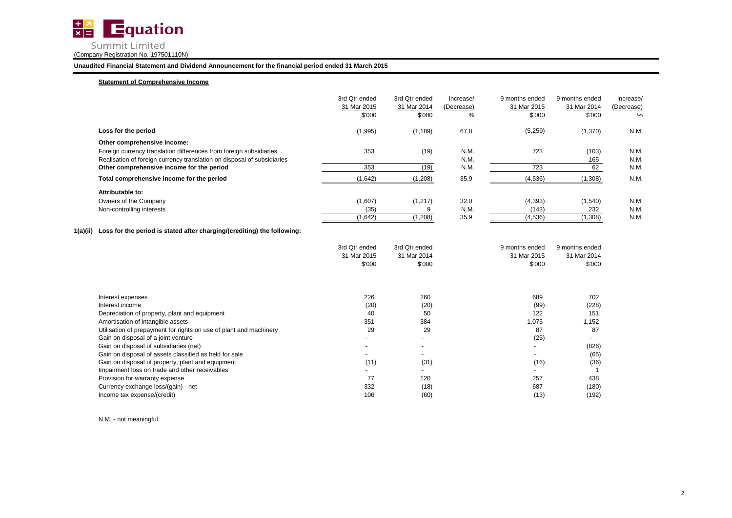**Equation Summit Limited**
(Company Registration No. 197501110N)

**Unaudited Financial Statement and Dividend Announcement for the financial period ended 31 March 2015**

**Statement of Comprehensive Income**

| | 3rd Qtr ended 31 Mar 2015 $'000 | 3rd Qtr ended 31 Mar 2014 $'000 | Increase/ (Decrease) % | 9 months ended 31 Mar 2015 $'000 | 9 months ended 31 Mar 2014 $'000 | Increase/ (Decrease) % |
|---|---|---|---|---|---|---|
| **Loss for the period** | (1,995) | (1,189) | 67.8 | (5,259) | (1,370) | N.M. |
| **Other comprehensive income:** | | | | | | |
| Foreign currency translation differences from foreign subsidiaries | 353 | (19) | N.M. | 723 | (103) | N.M. |
| Realisation of foreign currency translation on disposal of subsidiaries | - | - | N.M. | - | 165 | N.M. |
| **Other comprehensive income for the period** | 353 | (19) | N.M. | 723 | 62 | N.M. |
| **Total comprehensive income for the period** | (1,642) | (1,208) | 35.9 | (4,536) | (1,308) | N.M. |
| **Attributable to:** | | | | | | |
| Owners of the Company | (1,607) | (1,217) | 32.0 | (4,393) | (1,540) | N.M. |
| Non-controlling interests | (35) | 9 | N.M. | (143) | 232 | N.M. |
| | (1,642) | (1,208) | 35.9 | (4,536) | (1,308) | N.M. |

**1(a)(ii) Loss for the period is stated after charging/(crediting) the following:**

| | 3rd Qtr ended 31 Mar 2015 $'000 | 3rd Qtr ended 31 Mar 2014 $'000 | 9 months ended 31 Mar 2015 $'000 | 9 months ended 31 Mar 2014 $'000 |
|---|---|---|---|---|
| Interest expenses | 226 | 260 | 689 | 702 |
| Interest income | (20) | (20) | (99) | (228) |
| Depreciation of property, plant and equipment | 40 | 50 | 122 | 151 |
| Amortisation of intangible assets | 351 | 384 | 1,075 | 1,152 |
| Utilisation of prepayment for rights on use of plant and machinery | 29 | 29 | 87 | 87 |
| Gain on disposal of a joint venture | - | - | (25) | - |
| Gain on disposal of subsidiaries (net) | - | - | - | (826) |
| Gain on disposal of assets classified as held for sale | - | - | - | (65) |
| Gain on disposal of property, plant and equipment | (11) | (31) | (16) | (36) |
| Impairment loss on trade and other receivables | - | - | - | 1 |
| Provision for warranty expense | 77 | 120 | 257 | 438 |
| Currency exchange loss/(gain) - net | 332 | (18) | 687 | (180) |
| Income tax expense/(credit) | 106 | (60) | (13) | (192) |

N.M. - not meaningful.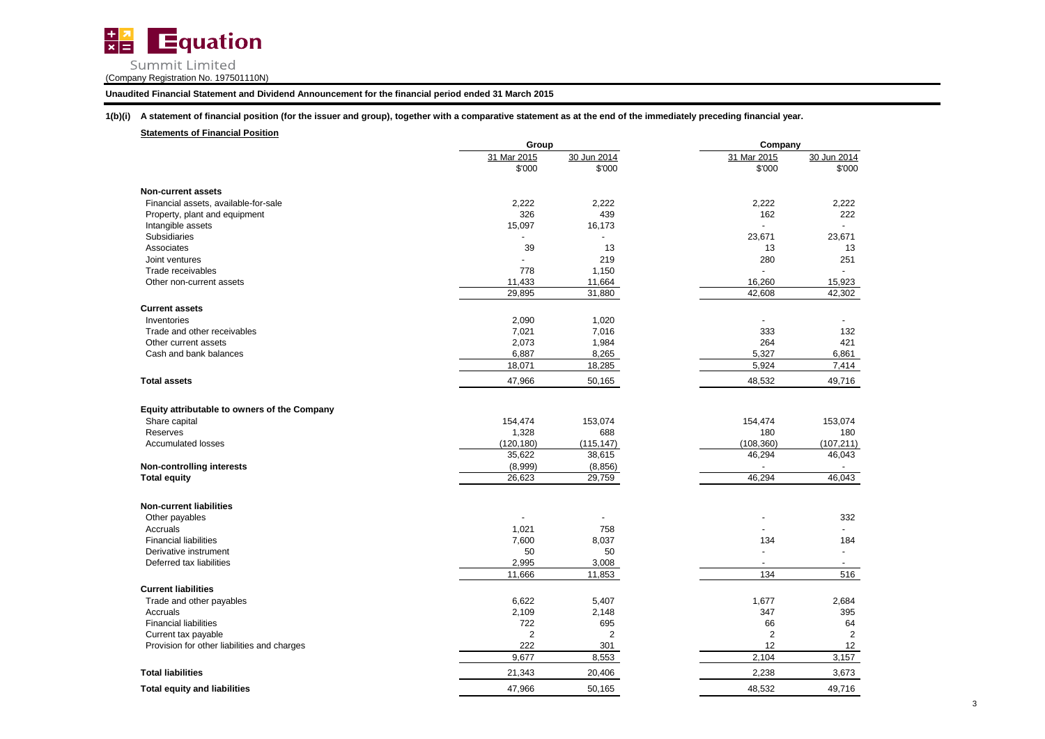Equation Summit Limited

(Company Registration No. 197501110N)

**Unaudited Financial Statement and Dividend Announcement for the financial period ended 31 March 2015**

**1(b)(i) A statement of financial position (for the issuer and group), together with a comparative statement as at the end of the immediately preceding financial year.**

**Statements of Financial Position**

| | Group | | Company | |
|---|---|---|---|---|
| | 31 Mar 2015 | 30 Jun 2014 | 31 Mar 2015 | 30 Jun 2014 |
| | $'000 | $'000 | $'000 | $'000 |
| **Non-current assets** | | | | |
| Financial assets, available-for-sale | 2,222 | 2,222 | 2,222 | 2,222 |
| Property, plant and equipment | 326 | 439 | 162 | 222 |
| Intangible assets | 15,097 | 16,173 | - | - |
| Subsidiaries | - | - | 23,671 | 23,671 |
| Associates | 39 | 13 | 13 | 13 |
| Joint ventures | - | 219 | 280 | 251 |
| Trade receivables | 778 | 1,150 | - | - |
| Other non-current assets | 11,433 | 11,664 | 16,260 | 15,923 |
| | 29,895 | 31,880 | 42,608 | 42,302 |
| **Current assets** | | | | |
| Inventories | 2,090 | 1,020 | - | - |
| Trade and other receivables | 7,021 | 7,016 | 333 | 132 |
| Other current assets | 2,073 | 1,984 | 264 | 421 |
| Cash and bank balances | 6,887 | 8,265 | 5,327 | 6,861 |
| | 18,071 | 18,285 | 5,924 | 7,414 |
| **Total assets** | 47,966 | 50,165 | 48,532 | 49,716 |
| **Equity attributable to owners of the Company** | | | | |
| Share capital | 154,474 | 153,074 | 154,474 | 153,074 |
| Reserves | 1,328 | 688 | 180 | 180 |
| Accumulated losses | (120,180) | (115,147) | (108,360) | (107,211) |
| | 35,622 | 38,615 | 46,294 | 46,043 |
| **Non-controlling interests** | (8,999) | (8,856) | - | - |
| **Total equity** | 26,623 | 29,759 | 46,294 | 46,043 |
| **Non-current liabilities** | | | | |
| Other payables | - | - | - | 332 |
| Accruals | 1,021 | 758 | - | - |
| Financial liabilities | 7,600 | 8,037 | 134 | 184 |
| Derivative instrument | 50 | 50 | - | - |
| Deferred tax liabilities | 2,995 | 3,008 | - | - |
| | 11,666 | 11,853 | 134 | 516 |
| **Current liabilities** | | | | |
| Trade and other payables | 6,622 | 5,407 | 1,677 | 2,684 |
| Accruals | 2,109 | 2,148 | 347 | 395 |
| Financial liabilities | 722 | 695 | 66 | 64 |
| Current tax payable | 2 | 2 | 2 | 2 |
| Provision for other liabilities and charges | 222 | 301 | 12 | 12 |
| | 9,677 | 8,553 | 2,104 | 3,157 |
| **Total liabilities** | 21,343 | 20,406 | 2,238 | 3,673 |
| **Total equity and liabilities** | 47,966 | 50,165 | 48,532 | 49,716 |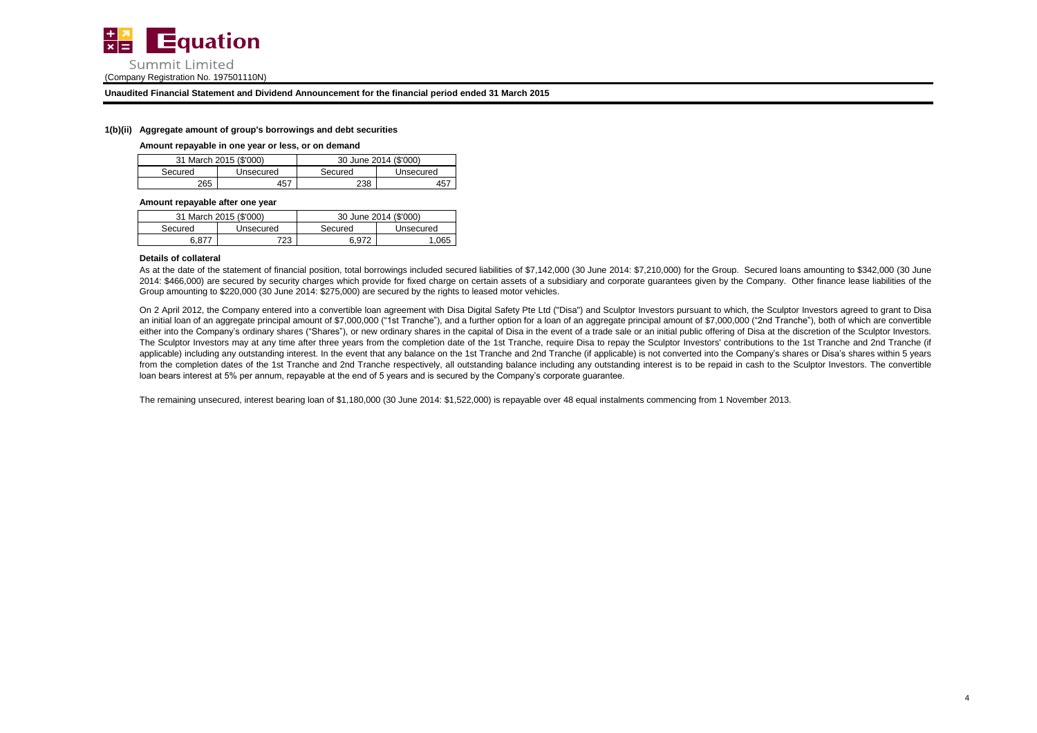**1(b)(ii) Aggregate amount of group's borrowings and debt securities**

**Amount repayable in one year or less, or on demand**

| 31 March 2015 ($'000) | | 30 June 2014 ($'000) | |
|---|---|---|---|
| Secured | Unsecured | Secured | Unsecured |
| 265 | 457 | 238 | 457 |

**Amount repayable after one year**

| 31 March 2015 ($'000) | | 30 June 2014 ($'000) | |
|---|---|---|---|
| Secured | Unsecured | Secured | Unsecured |
| 6,877 | 723 | 6,972 | 1,065 |

**Details of collateral**

As at the date of the statement of financial position, total borrowings included secured liabilities of $7,142,000 (30 June 2014: $7,210,000) for the Group. Secured loans amounting to $342,000 (30 June 2014: $466,000) are secured by security charges which provide for fixed charge on certain assets of a subsidiary and corporate guarantees given by the Company. Other finance lease liabilities of the Group amounting to $220,000 (30 June 2014: $275,000) are secured by the rights to leased motor vehicles.

On 2 April 2012, the Company entered into a convertible loan agreement with Disa Digital Safety Pte Ltd ("Disa") and Sculptor Investors pursuant to which, the Sculptor Investors agreed to grant to Disa an initial loan of an aggregate principal amount of $7,000,000 ("1st Tranche"), and a further option for a loan of an aggregate principal amount of $7,000,000 ("2nd Tranche"), both of which are convertible either into the Company's ordinary shares ("Shares"), or new ordinary shares in the capital of Disa in the event of a trade sale or an initial public offering of Disa at the discretion of the Sculptor Investors. The Sculptor Investors may at any time after three years from the completion date of the 1st Tranche, require Disa to repay the Sculptor Investors' contributions to the 1st Tranche and 2nd Tranche (if applicable) including any outstanding interest. In the event that any balance on the 1st Tranche and 2nd Tranche (if applicable) is not converted into the Company's shares or Disa's shares within 5 years from the completion dates of the 1st Tranche and 2nd Tranche respectively, all outstanding balance including any outstanding interest is to be repaid in cash to the Sculptor Investors. The convertible loan bears interest at 5% per annum, repayable at the end of 5 years and is secured by the Company's corporate guarantee.

The remaining unsecured, interest bearing loan of $1,180,000 (30 June 2014: $1,522,000) is repayable over 48 equal instalments commencing from 1 November 2013.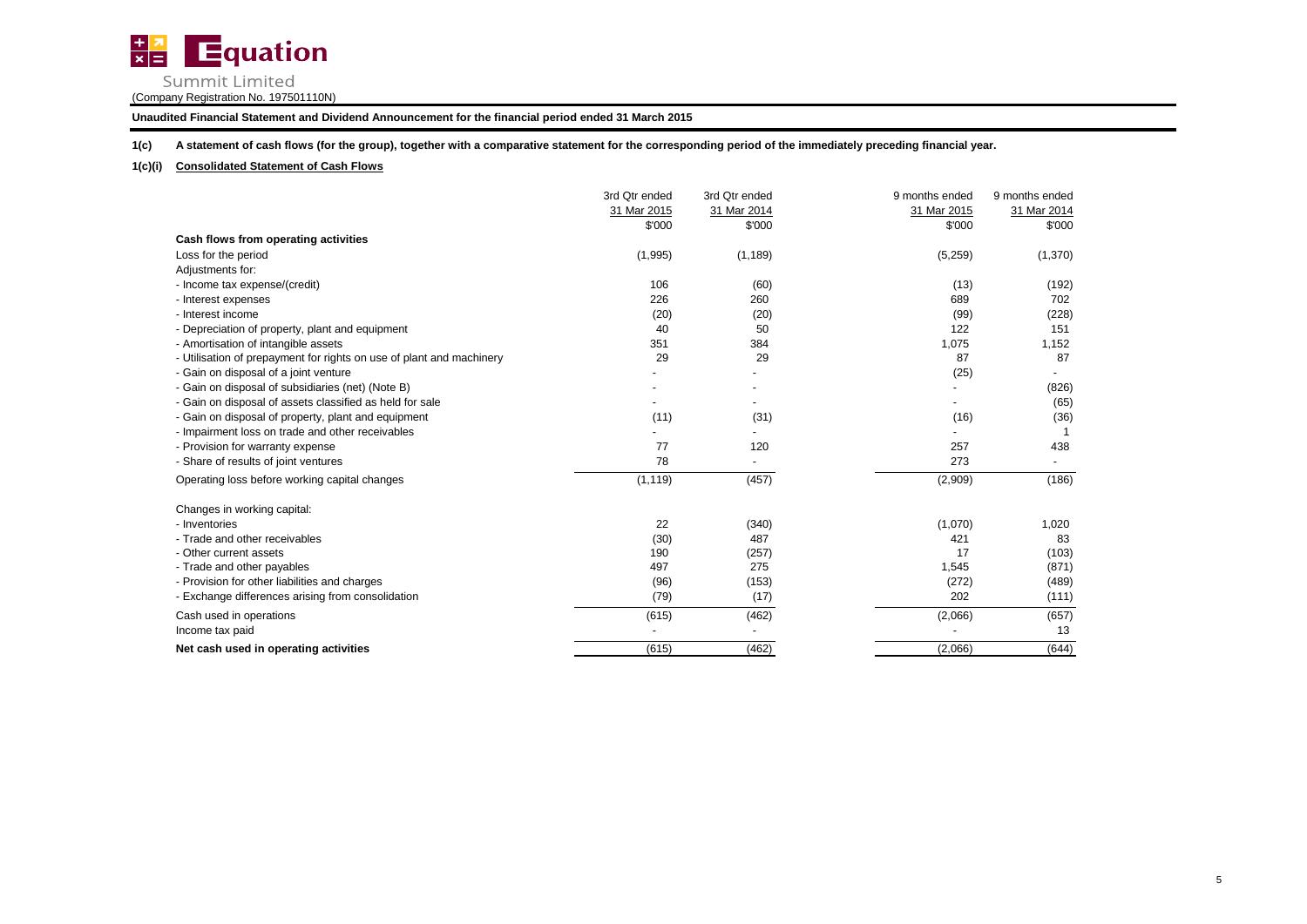Equation Summit Limited
(Company Registration No. 197501110N)

**Unaudited Financial Statement and Dividend Announcement for the financial period ended 31 March 2015**

**1(c) A statement of cash flows (for the group), together with a comparative statement for the corresponding period of the immediately preceding financial year.**

**1(c)(i) Consolidated Statement of Cash Flows**

| | 3rd Qtr ended 31 Mar 2015 $'000 | 3rd Qtr ended 31 Mar 2014 $'000 | 9 months ended 31 Mar 2015 $'000 | 9 months ended 31 Mar 2014 $'000 |
|---|---|---|---|---|
| **Cash flows from operating activities** | | | | |
| Loss for the period | (1,995) | (1,189) | (5,259) | (1,370) |
| Adjustments for: | | | | |
| - Income tax expense/(credit) | 106 | (60) | (13) | (192) |
| - Interest expenses | 226 | 260 | 689 | 702 |
| - Interest income | (20) | (20) | (99) | (228) |
| - Depreciation of property, plant and equipment | 40 | 50 | 122 | 151 |
| - Amortisation of intangible assets | 351 | 384 | 1,075 | 1,152 |
| - Utilisation of prepayment for rights on use of plant and machinery | 29 | 29 | 87 | 87 |
| - Gain on disposal of a joint venture | - | - | (25) | - |
| - Gain on disposal of subsidiaries (net) (Note B) | - | - | - | (826) |
| - Gain on disposal of assets classified as held for sale | - | - | - | (65) |
| - Gain on disposal of property, plant and equipment | (11) | (31) | (16) | (36) |
| - Impairment loss on trade and other receivables | - | - | - | 1 |
| - Provision for warranty expense | 77 | 120 | 257 | 438 |
| - Share of results of joint ventures | 78 | - | 273 | - |
| Operating loss before working capital changes | (1,119) | (457) | (2,909) | (186) |
| Changes in working capital: | | | | |
| - Inventories | 22 | (340) | (1,070) | 1,020 |
| - Trade and other receivables | (30) | 487 | 421 | 83 |
| - Other current assets | 190 | (257) | 17 | (103) |
| - Trade and other payables | 497 | 275 | 1,545 | (871) |
| - Provision for other liabilities and charges | (96) | (153) | (272) | (489) |
| - Exchange differences arising from consolidation | (79) | (17) | 202 | (111) |
| Cash used in operations | (615) | (462) | (2,066) | (657) |
| Income tax paid | - | - | - | 13 |
| **Net cash used in operating activities** | (615) | (462) | (2,066) | (644) |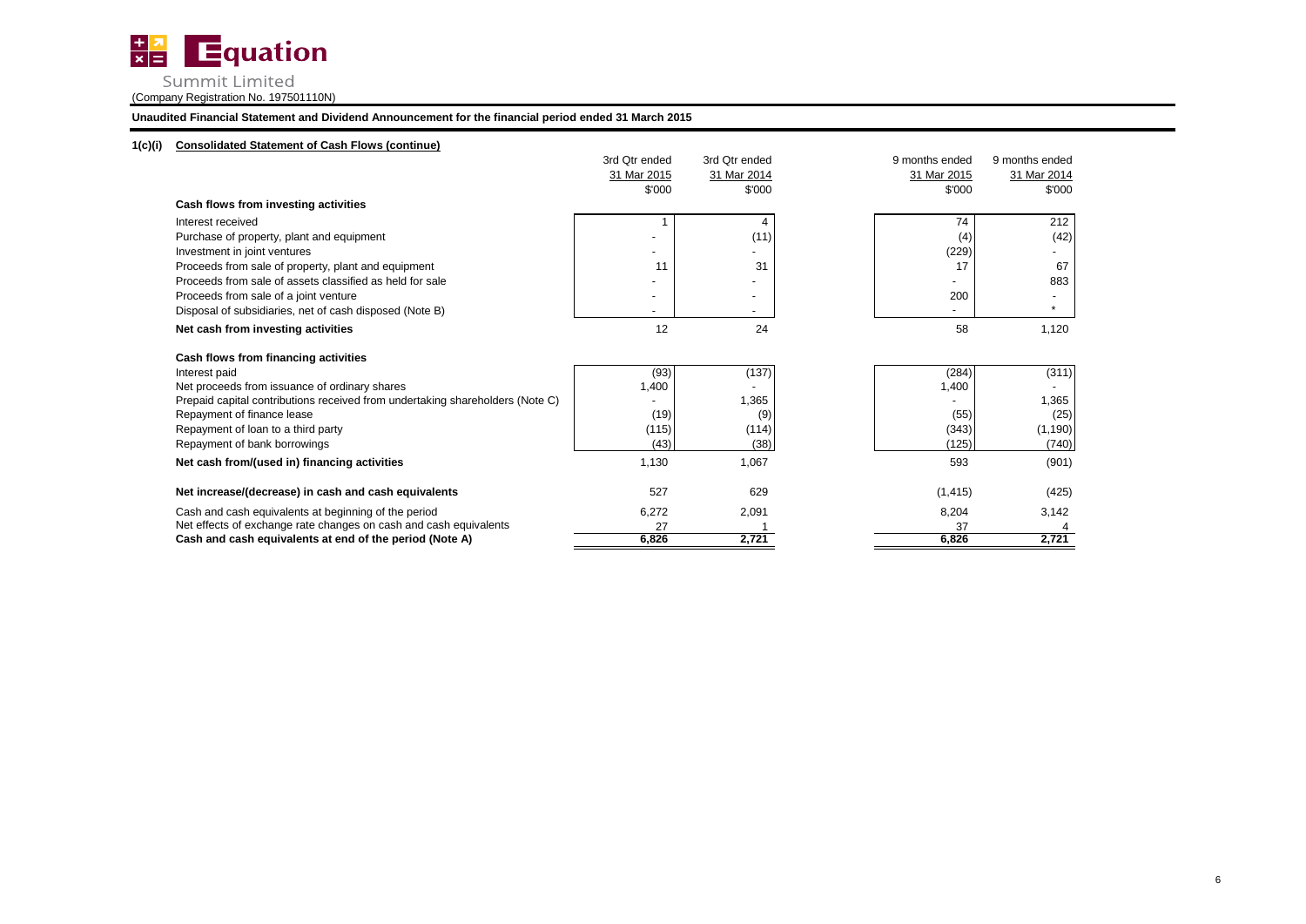**Equation Summit Limited**

(Company Registration No. 197501110N)

**Unaudited Financial Statement and Dividend Announcement for the financial period ended 31 March 2015**

### 1(c)(i) Consolidated Statement of Cash Flows (continue)

| | 3rd Qtr ended 31 Mar 2015 $'000 | 3rd Qtr ended 31 Mar 2014 $'000 | 9 months ended 31 Mar 2015 $'000 | 9 months ended 31 Mar 2014 $'000 |
|---|---|---|---|---|
| **Cash flows from investing activities** | | | | |
| Interest received | 1 | 4 | 74 | 212 |
| Purchase of property, plant and equipment | - | (11) | (4) | (42) |
| Investment in joint ventures | - | - | (229) | - |
| Proceeds from sale of property, plant and equipment | 11 | 31 | 17 | 67 |
| Proceeds from sale of assets classified as held for sale | - | - | - | 883 |
| Proceeds from sale of a joint venture | - | - | 200 | - |
| Disposal of subsidiaries, net of cash disposed (Note B) | - | - | - | * |
| **Net cash from investing activities** | 12 | 24 | 58 | 1,120 |
| **Cash flows from financing activities** | | | | |
| Interest paid | (93) | (137) | (284) | (311) |
| Net proceeds from issuance of ordinary shares | 1,400 | - | 1,400 | - |
| Prepaid capital contributions received from undertaking shareholders (Note C) | - | 1,365 | - | 1,365 |
| Repayment of finance lease | (19) | (9) | (55) | (25) |
| Repayment of loan to a third party | (115) | (114) | (343) | (1,190) |
| Repayment of bank borrowings | (43) | (38) | (125) | (740) |
| **Net cash from/(used in) financing activities** | 1,130 | 1,067 | 593 | (901) |
| **Net increase/(decrease) in cash and cash equivalents** | 527 | 629 | (1,415) | (425) |
| Cash and cash equivalents at beginning of the period | 6,272 | 2,091 | 8,204 | 3,142 |
| Net effects of exchange rate changes on cash and cash equivalents | 27 | 1 | 37 | 4 |
| **Cash and cash equivalents at end of the period (Note A)** | **6,826** | **2,721** | **6,826** | **2,721** |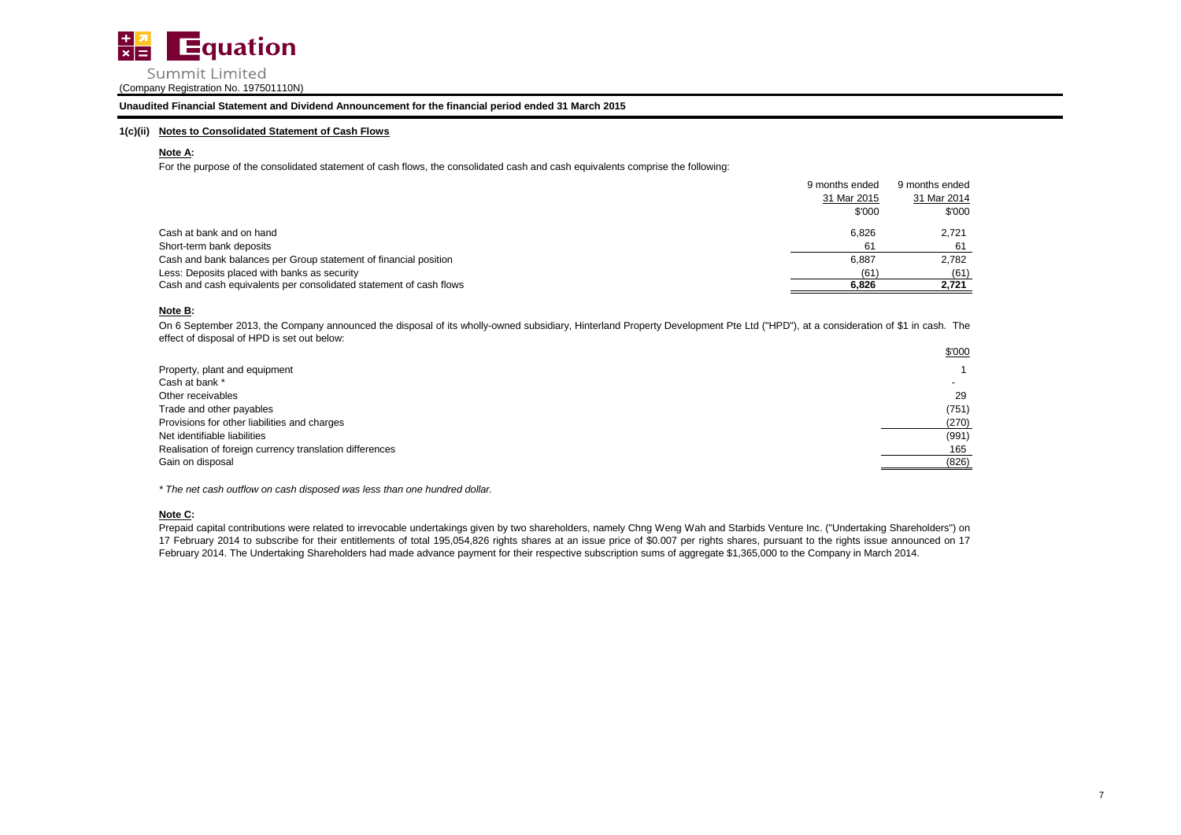**Unaudited Financial Statement and Dividend Announcement for the financial period ended 31 March 2015**

### 1(c)(ii) Notes to Consolidated Statement of Cash Flows

**Note A:**

For the purpose of the consolidated statement of cash flows, the consolidated cash and cash equivalents comprise the following:

| | 9 months ended 31 Mar 2015 | 9 months ended 31 Mar 2014 |
|---|---|---|
| | $'000 | $'000 |
| Cash at bank and on hand | 6,826 | 2,721 |
| Short-term bank deposits | 61 | 61 |
| Cash and bank balances per Group statement of financial position | 6,887 | 2,782 |
| Less: Deposits placed with banks as security | (61) | (61) |
| Cash and cash equivalents per consolidated statement of cash flows | **6,826** | **2,721** |

**Note B:**

On 6 September 2013, the Company announced the disposal of its wholly-owned subsidiary, Hinterland Property Development Pte Ltd ("HPD"), at a consideration of $1 in cash. The effect of disposal of HPD is set out below:

| | $'000 |
|---|---|
| Property, plant and equipment | 1 |
| Cash at bank * | - |
| Other receivables | 29 |
| Trade and other payables | (751) |
| Provisions for other liabilities and charges | (270) |
| Net identifiable liabilities | (991) |
| Realisation of foreign currency translation differences | 165 |
| Gain on disposal | (826) |

*\* The net cash outflow on cash disposed was less than one hundred dollar.*

**Note C:**

Prepaid capital contributions were related to irrevocable undertakings given by two shareholders, namely Chng Weng Wah and Starbids Venture Inc. ("Undertaking Shareholders") on 17 February 2014 to subscribe for their entitlements of total 195,054,826 rights shares at an issue price of $0.007 per rights shares, pursuant to the rights issue announced on 17 February 2014. The Undertaking Shareholders had made advance payment for their respective subscription sums of aggregate $1,365,000 to the Company in March 2014.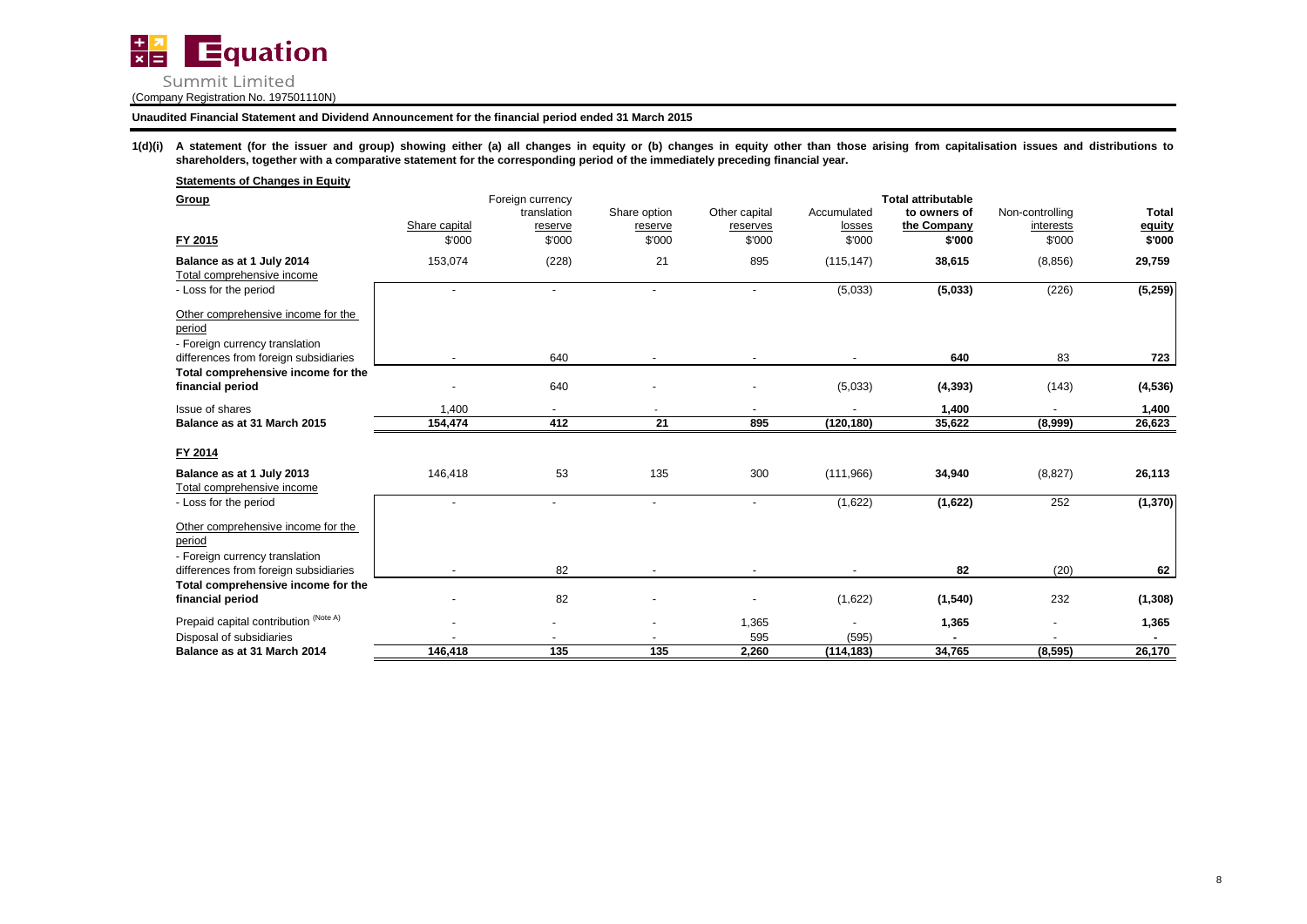**Equation Summit Limited**
(Company Registration No. 197501110N)

**Unaudited Financial Statement and Dividend Announcement for the financial period ended 31 March 2015**

**1(d)(i) A statement (for the issuer and group) showing either (a) all changes in equity or (b) changes in equity other than those arising from capitalisation issues and distributions to shareholders, together with a comparative statement for the corresponding period of the immediately preceding financial year.**

**Statements of Changes in Equity**

| **Group** | Share capital | Foreign currency translation reserve | Share option reserve | Other capital reserves | Accumulated losses | **Total attributable to owners of the Company** | Non-controlling interests | **Total equity** |
|---|---|---|---|---|---|---|---|---|
| **FY 2015** | $'000 | $'000 | $'000 | $'000 | $'000 | **$'000** | $'000 | **$'000** |
| **Balance as at 1 July 2014** | 153,074 | (228) | 21 | 895 | (115,147) | **38,615** | (8,856) | **29,759** |
| Total comprehensive income | | | | | | | | |
| - Loss for the period | - | - | - | - | (5,033) | **(5,033)** | (226) | **(5,259)** |
| Other comprehensive income for the period | | | | | | | | |
| - Foreign currency translation differences from foreign subsidiaries | - | 640 | - | - | - | **640** | 83 | **723** |
| **Total comprehensive income for the financial period** | - | 640 | - | - | (5,033) | **(4,393)** | (143) | **(4,536)** |
| Issue of shares | 1,400 | - | - | - | - | **1,400** | - | **1,400** |
| **Balance as at 31 March 2015** | **154,474** | **412** | **21** | **895** | **(120,180)** | **35,622** | **(8,999)** | **26,623** |
| **FY 2014** | | | | | | | | |
| **Balance as at 1 July 2013** | 146,418 | 53 | 135 | 300 | (111,966) | **34,940** | (8,827) | **26,113** |
| Total comprehensive income | | | | | | | | |
| - Loss for the period | - | - | - | - | (1,622) | **(1,622)** | 252 | **(1,370)** |
| Other comprehensive income for the period | | | | | | | | |
| - Foreign currency translation differences from foreign subsidiaries | - | 82 | - | - | - | **82** | (20) | **62** |
| **Total comprehensive income for the financial period** | - | 82 | - | - | (1,622) | **(1,540)** | 232 | **(1,308)** |
| Prepaid capital contribution (Note A) | - | - | - | 1,365 | - | **1,365** | - | **1,365** |
| Disposal of subsidiaries | - | - | - | 595 | (595) | **-** | - | **-** |
| **Balance as at 31 March 2014** | **146,418** | **135** | **135** | **2,260** | **(114,183)** | **34,765** | **(8,595)** | **26,170** |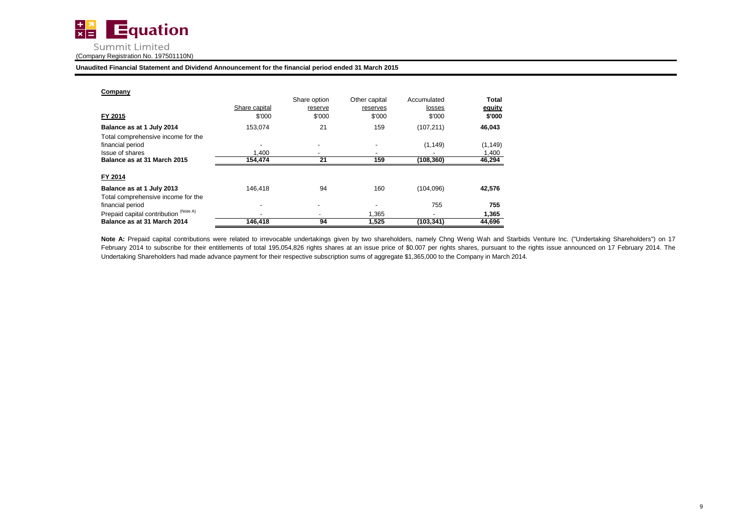**Company**

| FY 2015 | Share capital<br>$'000 | Share option reserve<br>$'000 | Other capital reserves<br>$'000 | Accumulated losses<br>$'000 | **Total equity<br>$'000** |
|---|---|---|---|---|---|
| **Balance as at 1 July 2014** | 153,074 | 21 | 159 | (107,211) | **46,043** |
| Total comprehensive income for the financial period | - | - | - | (1,149) | (1,149) |
| Issue of shares | 1,400 | - | - | - | 1,400 |
| **Balance as at 31 March 2015** | **154,474** | **21** | **159** | **(108,360)** | **46,294** |
| **FY 2014** | | | | | |
| **Balance as at 1 July 2013** | 146,418 | 94 | 160 | (104,096) | **42,576** |
| Total comprehensive income for the financial period | - | - | - | 755 | **755** |
| Prepaid capital contribution (Note A) | - | - | 1,365 | - | **1,365** |
| **Balance as at 31 March 2014** | **146,418** | **94** | **1,525** | **(103,341)** | **44,696** |

**Note A:** Prepaid capital contributions were related to irrevocable undertakings given by two shareholders, namely Chng Weng Wah and Starbids Venture Inc. ("Undertaking Shareholders") on 17 February 2014 to subscribe for their entitlements of total 195,054,826 rights shares at an issue price of $0.007 per rights shares, pursuant to the rights issue announced on 17 February 2014. The Undertaking Shareholders had made advance payment for their respective subscription sums of aggregate $1,365,000 to the Company in March 2014.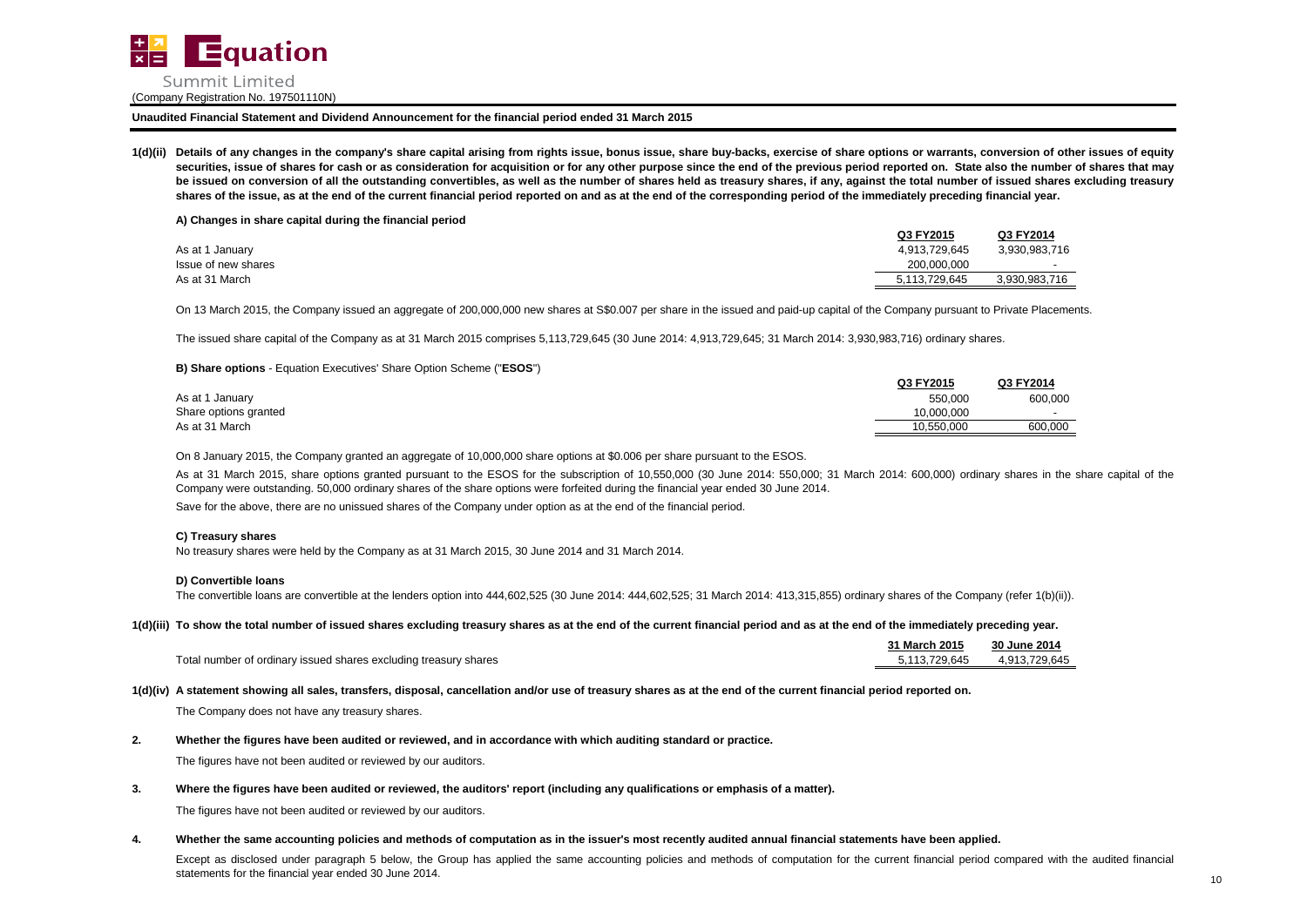**Unaudited Financial Statement and Dividend Announcement for the financial period ended 31 March 2015**

**1(d)(ii) Details of any changes in the company's share capital arising from rights issue, bonus issue, share buy-backs, exercise of share options or warrants, conversion of other issues of equity securities, issue of shares for cash or as consideration for acquisition or for any other purpose since the end of the previous period reported on. State also the number of shares that may be issued on conversion of all the outstanding convertibles, as well as the number of shares held as treasury shares, if any, against the total number of issued shares excluding treasury shares of the issue, as at the end of the current financial period reported on and as at the end of the corresponding period of the immediately preceding financial year.**

**A) Changes in share capital during the financial period**

| | Q3 FY2015 | Q3 FY2014 |
|---|---|---|
| As at 1 January | 4,913,729,645 | 3,930,983,716 |
| Issue of new shares | 200,000,000 | - |
| As at 31 March | 5,113,729,645 | 3,930,983,716 |

On 13 March 2015, the Company issued an aggregate of 200,000,000 new shares at S$0.007 per share in the issued and paid-up capital of the Company pursuant to Private Placements.

The issued share capital of the Company as at 31 March 2015 comprises 5,113,729,645 (30 June 2014: 4,913,729,645; 31 March 2014: 3,930,983,716) ordinary shares.

**B) Share options** - Equation Executives' Share Option Scheme ("**ESOS**")

| | Q3 FY2015 | Q3 FY2014 |
|---|---|---|
| As at 1 January | 550,000 | 600,000 |
| Share options granted | 10,000,000 | - |
| As at 31 March | 10,550,000 | 600,000 |

On 8 January 2015, the Company granted an aggregate of 10,000,000 share options at $0.006 per share pursuant to the ESOS.

As at 31 March 2015, share options granted pursuant to the ESOS for the subscription of 10,550,000 (30 June 2014: 550,000; 31 March 2014: 600,000) ordinary shares in the share capital of the Company were outstanding. 50,000 ordinary shares of the share options were forfeited during the financial year ended 30 June 2014.

Save for the above, there are no unissued shares of the Company under option as at the end of the financial period.

**C) Treasury shares**

No treasury shares were held by the Company as at 31 March 2015, 30 June 2014 and 31 March 2014.

**D) Convertible loans**

The convertible loans are convertible at the lenders option into 444,602,525 (30 June 2014: 444,602,525; 31 March 2014: 413,315,855) ordinary shares of the Company (refer 1(b)(ii)).

**1(d)(iii) To show the total number of issued shares excluding treasury shares as at the end of the current financial period and as at the end of the immediately preceding year.**

| | 31 March 2015 | 30 June 2014 |
|---|---|---|
| Total number of ordinary issued shares excluding treasury shares | 5,113,729,645 | 4,913,729,645 |

**1(d)(iv) A statement showing all sales, transfers, disposal, cancellation and/or use of treasury shares as at the end of the current financial period reported on.**

The Company does not have any treasury shares.

**2. Whether the figures have been audited or reviewed, and in accordance with which auditing standard or practice.**

The figures have not been audited or reviewed by our auditors.

**3. Where the figures have been audited or reviewed, the auditors' report (including any qualifications or emphasis of a matter).**

The figures have not been audited or reviewed by our auditors.

**4. Whether the same accounting policies and methods of computation as in the issuer's most recently audited annual financial statements have been applied.**

Except as disclosed under paragraph 5 below, the Group has applied the same accounting policies and methods of computation for the current financial period compared with the audited financial statements for the financial year ended 30 June 2014.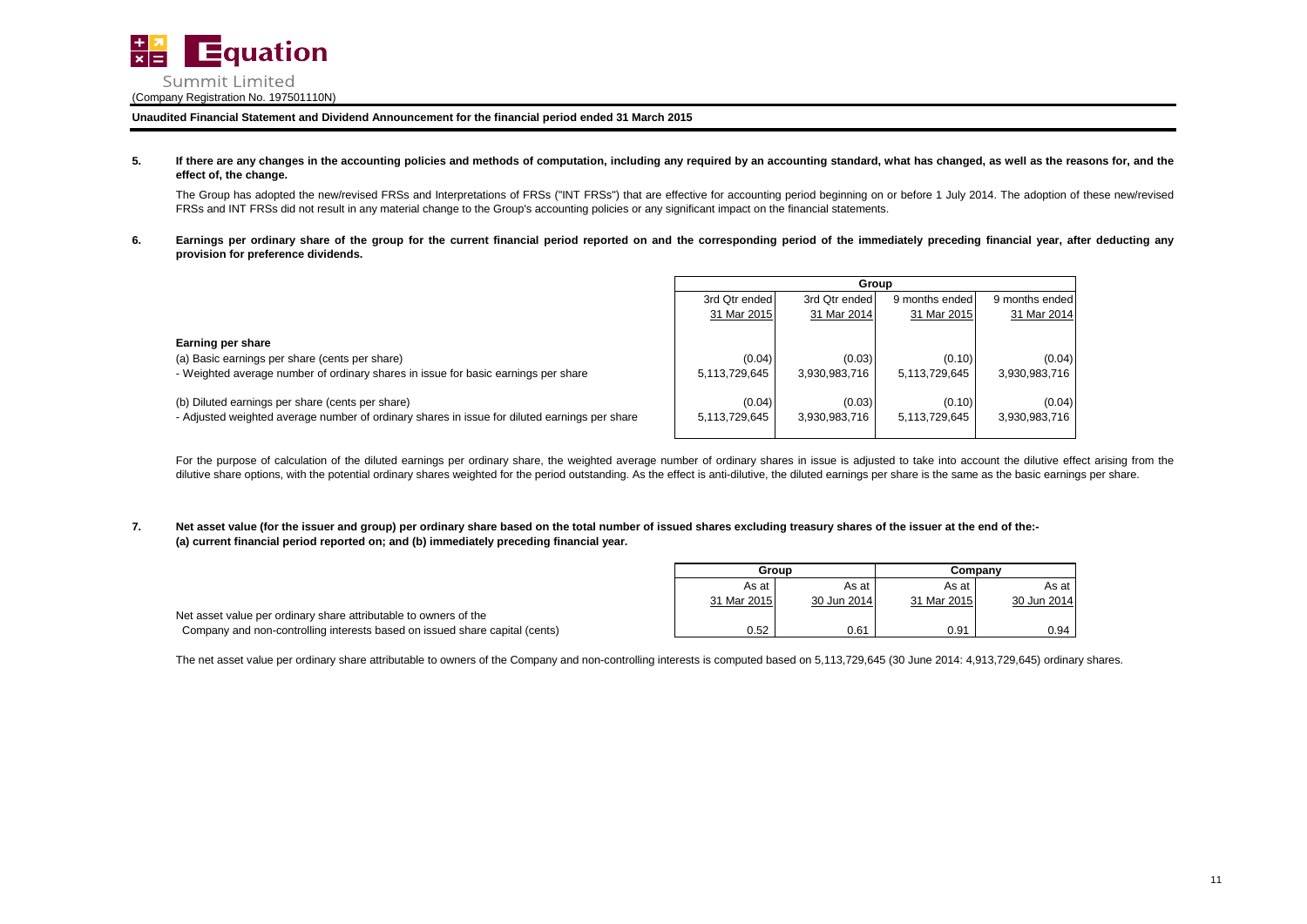**5. If there are any changes in the accounting policies and methods of computation, including any required by an accounting standard, what has changed, as well as the reasons for, and the effect of, the change.**

The Group has adopted the new/revised FRSs and Interpretations of FRSs ("INT FRSs") that are effective for accounting period beginning on or before 1 July 2014. The adoption of these new/revised FRSs and INT FRSs did not result in any material change to the Group's accounting policies or any significant impact on the financial statements.

**6. Earnings per ordinary share of the group for the current financial period reported on and the corresponding period of the immediately preceding financial year, after deducting any provision for preference dividends.**

| | Group | | | |
|---|---|---|---|---|
| | 3rd Qtr ended 31 Mar 2015 | 3rd Qtr ended 31 Mar 2014 | 9 months ended 31 Mar 2015 | 9 months ended 31 Mar 2014 |
| **Earning per share** | | | | |
| (a) Basic earnings per share (cents per share) | (0.04) | (0.03) | (0.10) | (0.04) |
| - Weighted average number of ordinary shares in issue for basic earnings per share | 5,113,729,645 | 3,930,983,716 | 5,113,729,645 | 3,930,983,716 |
| (b) Diluted earnings per share (cents per share) | (0.04) | (0.03) | (0.10) | (0.04) |
| - Adjusted weighted average number of ordinary shares in issue for diluted earnings per share | 5,113,729,645 | 3,930,983,716 | 5,113,729,645 | 3,930,983,716 |

For the purpose of calculation of the diluted earnings per ordinary share, the weighted average number of ordinary shares in issue is adjusted to take into account the dilutive effect arising from the dilutive share options, with the potential ordinary shares weighted for the period outstanding. As the effect is anti-dilutive, the diluted earnings per share is the same as the basic earnings per share.

**7. Net asset value (for the issuer and group) per ordinary share based on the total number of issued shares excluding treasury shares of the issuer at the end of the:-
(a) current financial period reported on; and (b) immediately preceding financial year.**

| | Group | | Company | |
|---|---|---|---|---|
| | As at 31 Mar 2015 | As at 30 Jun 2014 | As at 31 Mar 2015 | As at 30 Jun 2014 |
| Net asset value per ordinary share attributable to owners of the Company and non-controlling interests based on issued share capital (cents) | 0.52 | 0.61 | 0.91 | 0.94 |

The net asset value per ordinary share attributable to owners of the Company and non-controlling interests is computed based on 5,113,729,645 (30 June 2014: 4,913,729,645) ordinary shares.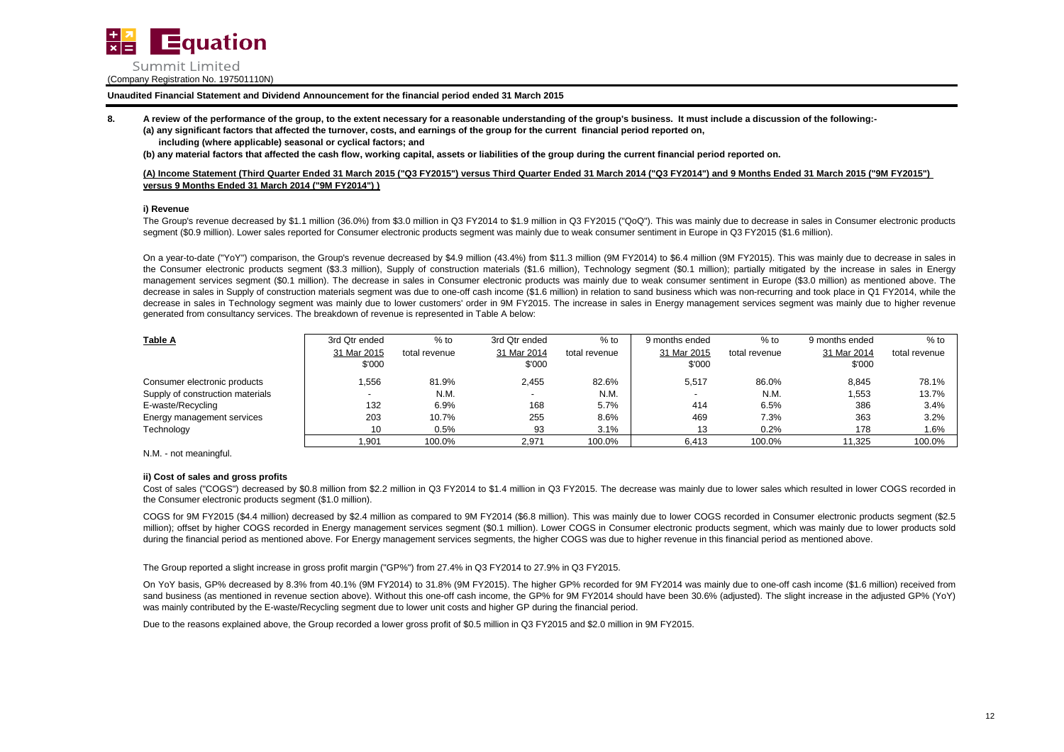**Unaudited Financial Statement and Dividend Announcement for the financial period ended 31 March 2015**

**8. A review of the performance of the group, to the extent necessary for a reasonable understanding of the group's business. It must include a discussion of the following:-**
**(a) any significant factors that affected the turnover, costs, and earnings of the group for the current financial period reported on, including (where applicable) seasonal or cyclical factors; and**
**(b) any material factors that affected the cash flow, working capital, assets or liabilities of the group during the current financial period reported on.**

**(A) Income Statement (Third Quarter Ended 31 March 2015 ("Q3 FY2015") versus Third Quarter Ended 31 March 2014 ("Q3 FY2014") and 9 Months Ended 31 March 2015 ("9M FY2015") versus 9 Months Ended 31 March 2014 ("9M FY2014") )**

**i) Revenue**

The Group's revenue decreased by $1.1 million (36.0%) from $3.0 million in Q3 FY2014 to $1.9 million in Q3 FY2015 ("QoQ"). This was mainly due to decrease in sales in Consumer electronic products segment ($0.9 million). Lower sales reported for Consumer electronic products segment was mainly due to weak consumer sentiment in Europe in Q3 FY2015 ($1.6 million).

On a year-to-date ("YoY") comparison, the Group's revenue decreased by $4.9 million (43.4%) from $11.3 million (9M FY2014) to $6.4 million (9M FY2015). This was mainly due to decrease in sales in the Consumer electronic products segment ($3.3 million), Supply of construction materials ($1.6 million), Technology segment ($0.1 million); partially mitigated by the increase in sales in Energy management services segment ($0.1 million). The decrease in sales in Consumer electronic products was mainly due to weak consumer sentiment in Europe ($3.0 million) as mentioned above. The decrease in sales in Supply of construction materials segment was due to one-off cash income ($1.6 million) in relation to sand business which was non-recurring and took place in Q1 FY2014, while the decrease in sales in Technology segment was mainly due to lower customers' order in 9M FY2015. The increase in sales in Energy management services segment was mainly due to higher revenue generated from consultancy services. The breakdown of revenue is represented in Table A below:

| **Table A** | 3rd Qtr ended 31 Mar 2015 $'000 | % to total revenue | 3rd Qtr ended 31 Mar 2014 $'000 | % to total revenue | 9 months ended 31 Mar 2015 $'000 | % to total revenue | 9 months ended 31 Mar 2014 $'000 | % to total revenue |
|---|---|---|---|---|---|---|---|---|
| Consumer electronic products | 1,556 | 81.9% | 2,455 | 82.6% | 5,517 | 86.0% | 8,845 | 78.1% |
| Supply of construction materials | - | N.M. | - | N.M. | - | N.M. | 1,553 | 13.7% |
| E-waste/Recycling | 132 | 6.9% | 168 | 5.7% | 414 | 6.5% | 386 | 3.4% |
| Energy management services | 203 | 10.7% | 255 | 8.6% | 469 | 7.3% | 363 | 3.2% |
| Technology | 10 | 0.5% | 93 | 3.1% | 13 | 0.2% | 178 | 1.6% |
| | 1,901 | 100.0% | 2,971 | 100.0% | 6,413 | 100.0% | 11,325 | 100.0% |

N.M. - not meaningful.

**ii) Cost of sales and gross profits**

Cost of sales ("COGS") decreased by $0.8 million from $2.2 million in Q3 FY2014 to $1.4 million in Q3 FY2015. The decrease was mainly due to lower sales which resulted in lower COGS recorded in the Consumer electronic products segment ($1.0 million).

COGS for 9M FY2015 ($4.4 million) decreased by $2.4 million as compared to 9M FY2014 ($6.8 million). This was mainly due to lower COGS recorded in Consumer electronic products segment ($2.5 million); offset by higher COGS recorded in Energy management services segment ($0.1 million). Lower COGS in Consumer electronic products segment, which was mainly due to lower products sold during the financial period as mentioned above. For Energy management services segments, the higher COGS was due to higher revenue in this financial period as mentioned above.

The Group reported a slight increase in gross profit margin ("GP%") from 27.4% in Q3 FY2014 to 27.9% in Q3 FY2015.

On YoY basis, GP% decreased by 8.3% from 40.1% (9M FY2014) to 31.8% (9M FY2015). The higher GP% recorded for 9M FY2014 was mainly due to one-off cash income ($1.6 million) received from sand business (as mentioned in revenue section above). Without this one-off cash income, the GP% for 9M FY2014 should have been 30.6% (adjusted). The slight increase in the adjusted GP% (YoY) was mainly contributed by the E-waste/Recycling segment due to lower unit costs and higher GP during the financial period.

Due to the reasons explained above, the Group recorded a lower gross profit of $0.5 million in Q3 FY2015 and $2.0 million in 9M FY2015.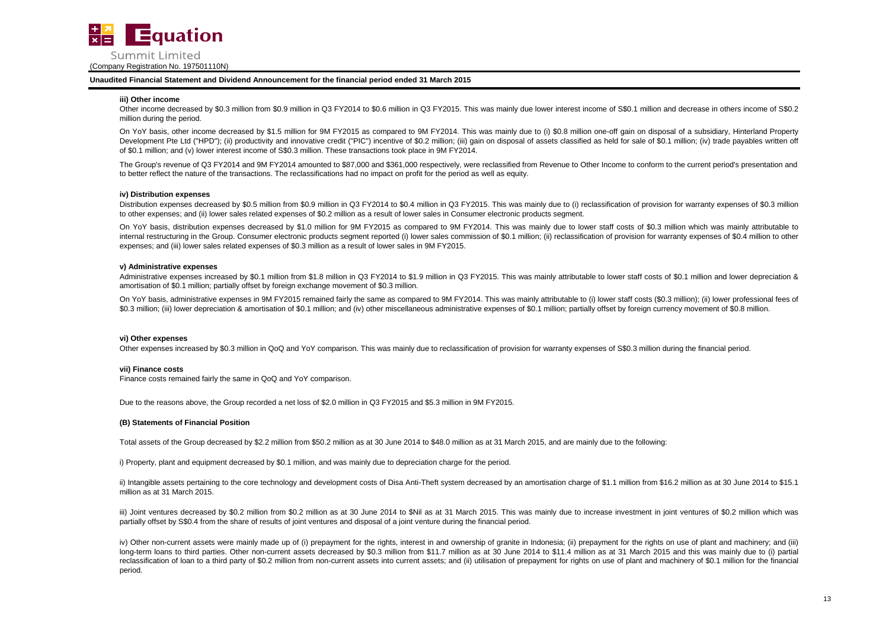#### iii) Other income

Other income decreased by $0.3 million from $0.9 million in Q3 FY2014 to $0.6 million in Q3 FY2015. This was mainly due lower interest income of S$0.1 million and decrease in others income of S$0.2 million during the period.

On YoY basis, other income decreased by $1.5 million for 9M FY2015 as compared to 9M FY2014. This was mainly due to (i) $0.8 million one-off gain on disposal of a subsidiary, Hinterland Property Development Pte Ltd ("HPD"); (ii) productivity and innovative credit ("PIC") incentive of $0.2 million; (iii) gain on disposal of assets classified as held for sale of $0.1 million; (iv) trade payables written off of $0.1 million; and (v) lower interest income of S$0.3 million. These transactions took place in 9M FY2014.

The Group's revenue of Q3 FY2014 and 9M FY2014 amounted to $87,000 and $361,000 respectively, were reclassified from Revenue to Other Income to conform to the current period's presentation and to better reflect the nature of the transactions. The reclassifications had no impact on profit for the period as well as equity.

#### iv) Distribution expenses

Distribution expenses decreased by $0.5 million from $0.9 million in Q3 FY2014 to $0.4 million in Q3 FY2015. This was mainly due to (i) reclassification of provision for warranty expenses of $0.3 million to other expenses; and (ii) lower sales related expenses of $0.2 million as a result of lower sales in Consumer electronic products segment.

On YoY basis, distribution expenses decreased by $1.0 million for 9M FY2015 as compared to 9M FY2014. This was mainly due to lower staff costs of $0.3 million which was mainly attributable to internal restructuring in the Group. Consumer electronic products segment reported (i) lower sales commission of $0.1 million; (ii) reclassification of provision for warranty expenses of $0.4 million to other expenses; and (iii) lower sales related expenses of $0.3 million as a result of lower sales in 9M FY2015.

#### v) Administrative expenses

Administrative expenses increased by $0.1 million from $1.8 million in Q3 FY2014 to $1.9 million in Q3 FY2015. This was mainly attributable to lower staff costs of $0.1 million and lower depreciation & amortisation of $0.1 million; partially offset by foreign exchange movement of $0.3 million.

On YoY basis, administrative expenses in 9M FY2015 remained fairly the same as compared to 9M FY2014. This was mainly attributable to (i) lower staff costs ($0.3 million); (ii) lower professional fees of $0.3 million; (iii) lower depreciation & amortisation of $0.1 million; and (iv) other miscellaneous administrative expenses of $0.1 million; partially offset by foreign currency movement of $0.8 million.

#### vi) Other expenses

Other expenses increased by $0.3 million in QoQ and YoY comparison. This was mainly due to reclassification of provision for warranty expenses of S$0.3 million during the financial period.

#### vii) Finance costs

Finance costs remained fairly the same in QoQ and YoY comparison.

Due to the reasons above, the Group recorded a net loss of $2.0 million in Q3 FY2015 and $5.3 million in 9M FY2015.

#### (B) Statements of Financial Position

Total assets of the Group decreased by $2.2 million from $50.2 million as at 30 June 2014 to $48.0 million as at 31 March 2015, and are mainly due to the following:

i) Property, plant and equipment decreased by $0.1 million, and was mainly due to depreciation charge for the period.

ii) Intangible assets pertaining to the core technology and development costs of Disa Anti-Theft system decreased by an amortisation charge of $1.1 million from $16.2 million as at 30 June 2014 to $15.1 million as at 31 March 2015.

iii) Joint ventures decreased by $0.2 million from $0.2 million as at 30 June 2014 to $Nil as at 31 March 2015. This was mainly due to increase investment in joint ventures of $0.2 million which was partially offset by S$0.4 from the share of results of joint ventures and disposal of a joint venture during the financial period.

iv) Other non-current assets were mainly made up of (i) prepayment for the rights, interest in and ownership of granite in Indonesia; (ii) prepayment for the rights on use of plant and machinery; and (iii) long-term loans to third parties. Other non-current assets decreased by $0.3 million from $11.7 million as at 30 June 2014 to $11.4 million as at 31 March 2015 and this was mainly due to (i) partial reclassification of loan to a third party of $0.2 million from non-current assets into current assets; and (ii) utilisation of prepayment for rights on use of plant and machinery of $0.1 million for the financial period.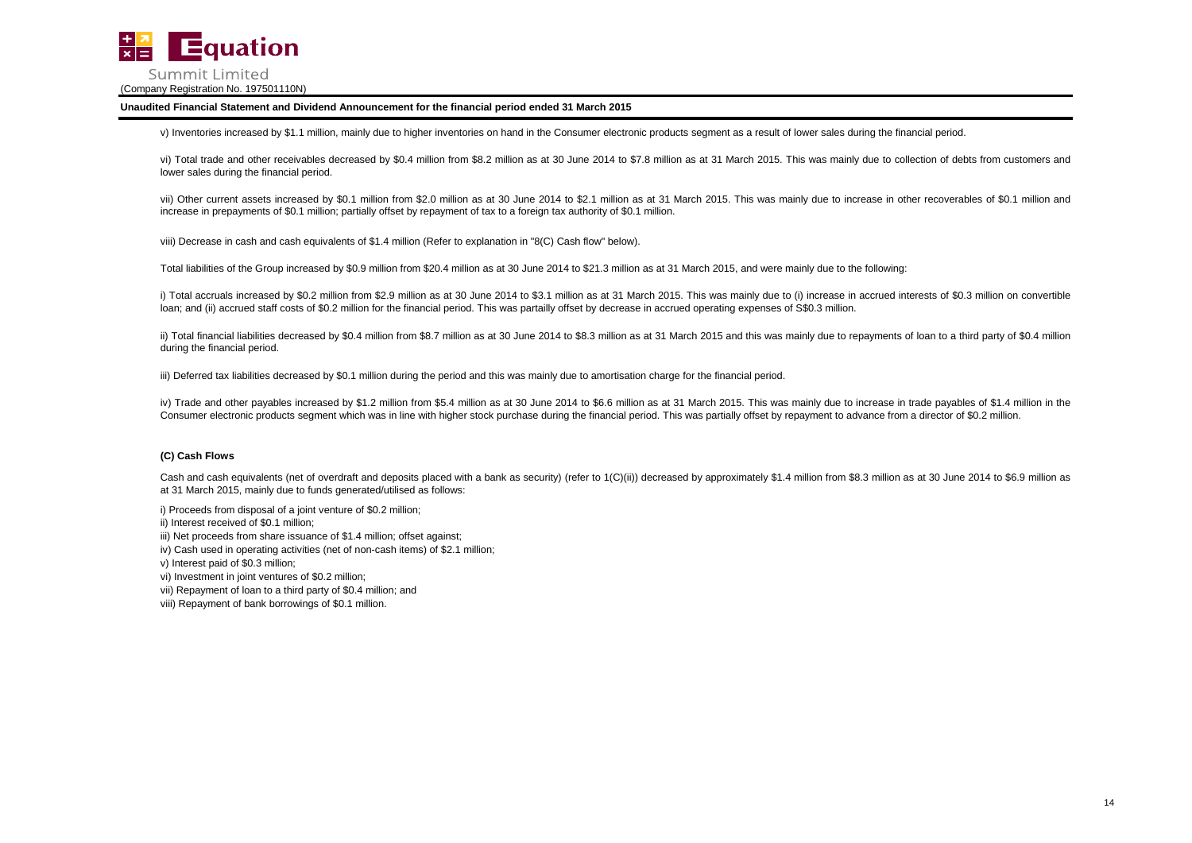v) Inventories increased by $1.1 million, mainly due to higher inventories on hand in the Consumer electronic products segment as a result of lower sales during the financial period.

vi) Total trade and other receivables decreased by $0.4 million from $8.2 million as at 30 June 2014 to $7.8 million as at 31 March 2015. This was mainly due to collection of debts from customers and lower sales during the financial period.

vii) Other current assets increased by $0.1 million from $2.0 million as at 30 June 2014 to $2.1 million as at 31 March 2015. This was mainly due to increase in other recoverables of $0.1 million and increase in prepayments of $0.1 million; partially offset by repayment of tax to a foreign tax authority of $0.1 million.

viii) Decrease in cash and cash equivalents of $1.4 million (Refer to explanation in "8(C) Cash flow" below).

Total liabilities of the Group increased by $0.9 million from $20.4 million as at 30 June 2014 to $21.3 million as at 31 March 2015, and were mainly due to the following:

i) Total accruals increased by $0.2 million from $2.9 million as at 30 June 2014 to $3.1 million as at 31 March 2015. This was mainly due to (i) increase in accrued interests of $0.3 million on convertible loan; and (ii) accrued staff costs of $0.2 million for the financial period. This was partailly offset by decrease in accrued operating expenses of S$0.3 million.

ii) Total financial liabilities decreased by $0.4 million from $8.7 million as at 30 June 2014 to $8.3 million as at 31 March 2015 and this was mainly due to repayments of loan to a third party of $0.4 million during the financial period.

iii) Deferred tax liabilities decreased by $0.1 million during the period and this was mainly due to amortisation charge for the financial period.

iv) Trade and other payables increased by $1.2 million from $5.4 million as at 30 June 2014 to $6.6 million as at 31 March 2015. This was mainly due to increase in trade payables of $1.4 million in the Consumer electronic products segment which was in line with higher stock purchase during the financial period. This was partially offset by repayment to advance from a director of $0.2 million.

**(C) Cash Flows**

Cash and cash equivalents (net of overdraft and deposits placed with a bank as security) (refer to 1(C)(ii)) decreased by approximately $1.4 million from $8.3 million as at 30 June 2014 to $6.9 million as at 31 March 2015, mainly due to funds generated/utilised as follows:

i) Proceeds from disposal of a joint venture of $0.2 million;  
ii) Interest received of $0.1 million;  
iii) Net proceeds from share issuance of $1.4 million; offset against;  
iv) Cash used in operating activities (net of non-cash items) of $2.1 million;  
v) Interest paid of $0.3 million;  
vi) Investment in joint ventures of $0.2 million;  
vii) Repayment of loan to a third party of $0.4 million; and  
viii) Repayment of bank borrowings of $0.1 million.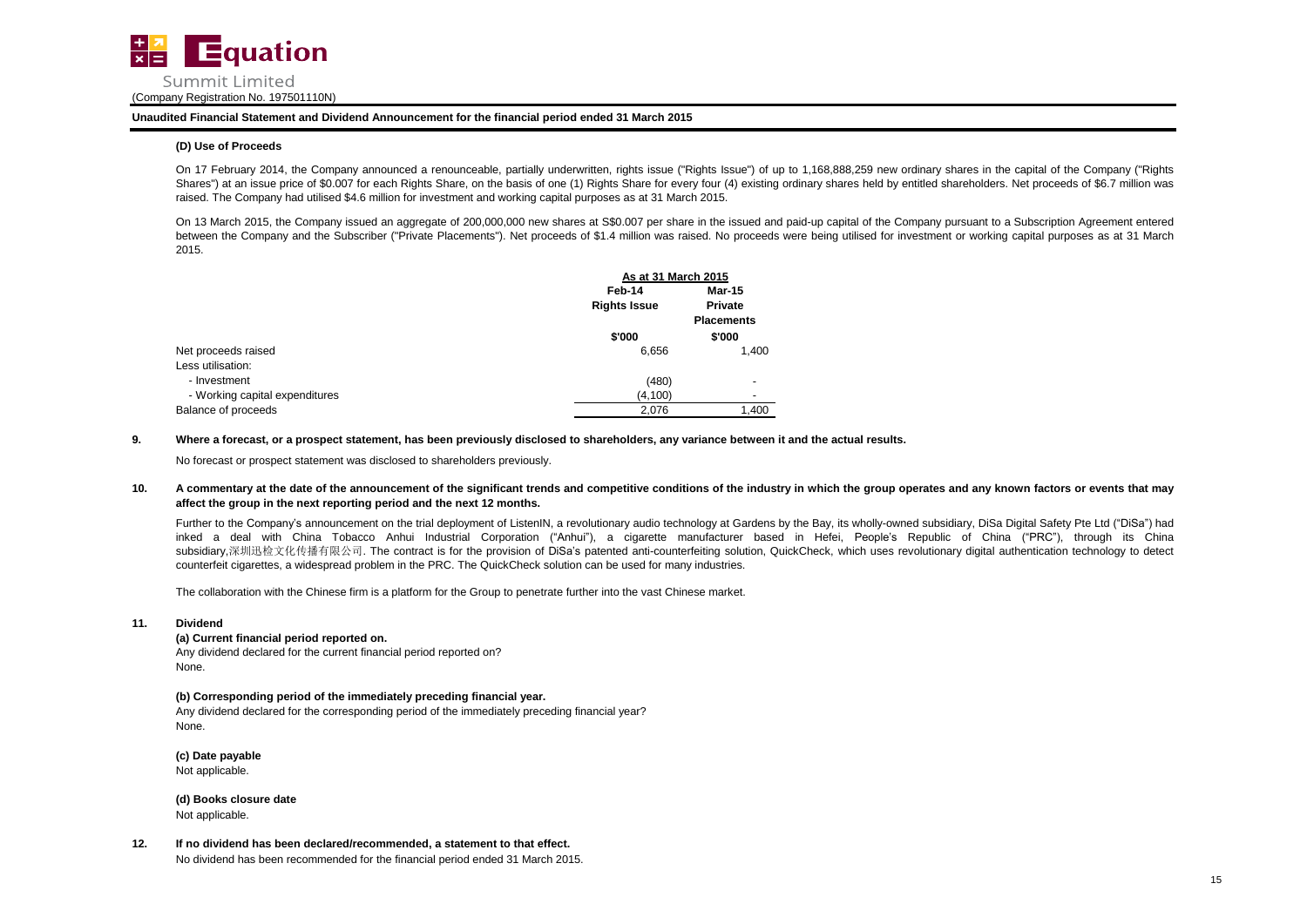**(D) Use of Proceeds**

On 17 February 2014, the Company announced a renounceable, partially underwritten, rights issue ("Rights Issue") of up to 1,168,888,259 new ordinary shares in the capital of the Company ("Rights Shares") at an issue price of $0.007 for each Rights Share, on the basis of one (1) Rights Share for every four (4) existing ordinary shares held by entitled shareholders. Net proceeds of $6.7 million was raised. The Company had utilised $4.6 million for investment and working capital purposes as at 31 March 2015.

On 13 March 2015, the Company issued an aggregate of 200,000,000 new shares at S$0.007 per share in the issued and paid-up capital of the Company pursuant to a Subscription Agreement entered between the Company and the Subscriber ("Private Placements"). Net proceeds of $1.4 million was raised. No proceeds were being utilised for investment or working capital purposes as at 31 March 2015.

| | As at 31 March 2015 | |
|---|---|---|
| | Feb-14 | Mar-15 |
| | Rights Issue | Private Placements |
| | $'000 | $'000 |
| Net proceeds raised | 6,656 | 1,400 |
| Less utilisation: | | |
| - Investment | (480) | - |
| - Working capital expenditures | (4,100) | - |
| Balance of proceeds | 2,076 | 1,400 |

**9. Where a forecast, or a prospect statement, has been previously disclosed to shareholders, any variance between it and the actual results.**

No forecast or prospect statement was disclosed to shareholders previously.

**10. A commentary at the date of the announcement of the significant trends and competitive conditions of the industry in which the group operates and any known factors or events that may affect the group in the next reporting period and the next 12 months.**

Further to the Company's announcement on the trial deployment of ListenIN, a revolutionary audio technology at Gardens by the Bay, its wholly-owned subsidiary, DiSa Digital Safety Pte Ltd ("DiSa") had inked a deal with China Tobacco Anhui Industrial Corporation ("Anhui"), a cigarette manufacturer based in Hefei, People's Republic of China ("PRC"), through its China subsidiary,深圳迅检文化传播有限公司. The contract is for the provision of DiSa's patented anti-counterfeiting solution, QuickCheck, which uses revolutionary digital authentication technology to detect counterfeit cigarettes, a widespread problem in the PRC. The QuickCheck solution can be used for many industries.

The collaboration with the Chinese firm is a platform for the Group to penetrate further into the vast Chinese market.

**11. Dividend**

**(a) Current financial period reported on.**

Any dividend declared for the current financial period reported on?
None.

**(b) Corresponding period of the immediately preceding financial year.**

Any dividend declared for the corresponding period of the immediately preceding financial year?
None.

**(c) Date payable**

Not applicable.

**(d) Books closure date**

Not applicable.

**12. If no dividend has been declared/recommended, a statement to that effect.**

No dividend has been recommended for the financial period ended 31 March 2015.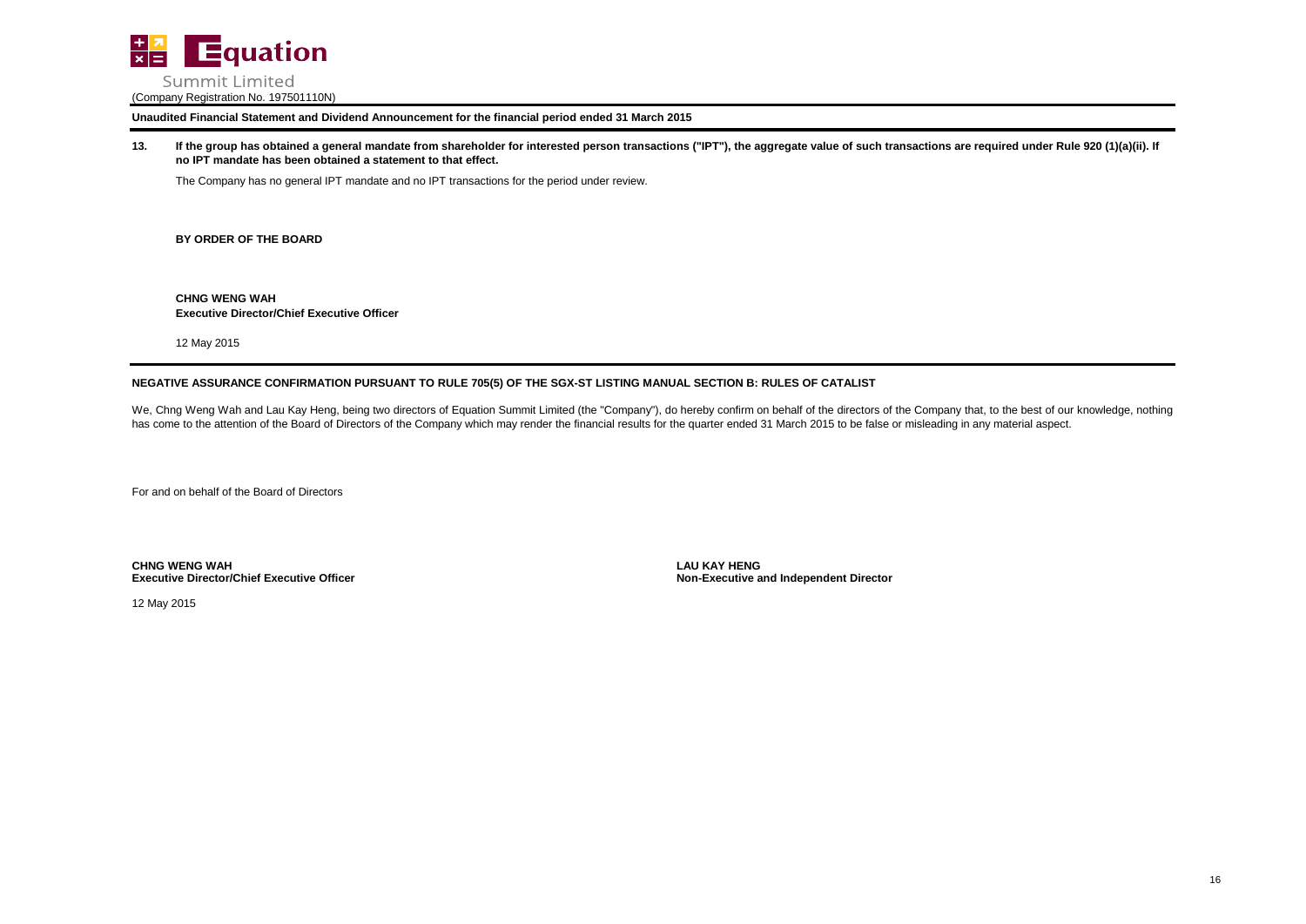**Equation Summit Limited**
(Company Registration No. 197501110N)

**Unaudited Financial Statement and Dividend Announcement for the financial period ended 31 March 2015**

**13. If the group has obtained a general mandate from shareholder for interested person transactions ("IPT"), the aggregate value of such transactions are required under Rule 920 (1)(a)(ii). If no IPT mandate has been obtained a statement to that effect.**

The Company has no general IPT mandate and no IPT transactions for the period under review.

**BY ORDER OF THE BOARD**

**CHNG WENG WAH**
**Executive Director/Chief Executive Officer**

12 May 2015

**NEGATIVE ASSURANCE CONFIRMATION PURSUANT TO RULE 705(5) OF THE SGX-ST LISTING MANUAL SECTION B: RULES OF CATALIST**

We, Chng Weng Wah and Lau Kay Heng, being two directors of Equation Summit Limited (the "Company"), do hereby confirm on behalf of the directors of the Company that, to the best of our knowledge, nothing has come to the attention of the Board of Directors of the Company which may render the financial results for the quarter ended 31 March 2015 to be false or misleading in any material aspect.

For and on behalf of the Board of Directors

**CHNG WENG WAH**
**Executive Director/Chief Executive Officer**

**LAU KAY HENG**
**Non-Executive and Independent Director**

12 May 2015